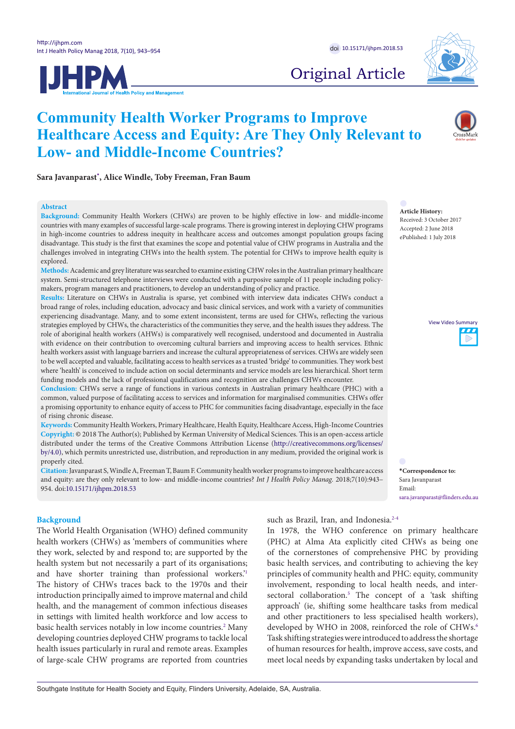# Community Health Worker Programs to Improve Healthcare Access and Equity: Are They Only Relevant to Low- and Middle-Income Countries?

**Sara Javanparast*, Alice Windle, Toby Freeman, Fran Baum**

## Abstract

**Background:** Community Health Workers (CHWs) are proven to be highly effective in low- and middle-income countries with many examples of successful large-scale programs. There is growing interest in deploying CHW programs in high-income countries to address inequity in healthcare access and outcomes amongst population groups facing disadvantage. This study is the first that examines the scope and potential value of CHW programs in Australia and the challenges involved in integrating CHWs into the health system. The potential for CHWs to improve health equity is explored.

**Methods:** Academic and grey literature was searched to examine existing CHW roles in the Australian primary healthcare system. Semi-structured telephone interviews were conducted with a purposive sample of 11 people including policy-makers, program managers and practitioners, to develop an understanding of policy and practice.

**Results:** Literature on CHWs in Australia is sparse, yet combined with interview data indicates CHWs conduct a broad range of roles, including education, advocacy and basic clinical services, and work with a variety of communities experiencing disadvantage. Many, and to some extent inconsistent, terms are used for CHWs, reflecting the various strategies employed by CHWs, the characteristics of the communities they serve, and the health issues they address. The role of aboriginal health workers (AHWs) is comparatively well recognised, understood and documented in Australia with evidence on their contribution to overcoming cultural barriers and improving access to health services. Ethnic health workers assist with language barriers and increase the cultural appropriateness of services. CHWs are widely seen to be well accepted and valuable, facilitating access to health services as a trusted 'bridge' to communities. They work best where 'health' is conceived to include action on social determinants and service models are less hierarchical. Short term funding models and the lack of professional qualifications and recognition are challenges CHWs encounter.

**Conclusion:** CHWs serve a range of functions in various contexts in Australian primary healthcare (PHC) with a common, valued purpose of facilitating access to services and information for marginalised communities. CHWs offer a promising opportunity to enhance equity of access to PHC for communities facing disadvantage, especially in the face of rising chronic disease.

**Keywords:** Community Health Workers, Primary Healthcare, Health Equity, Healthcare Access, High-Income Countries

**Copyright:** © 2018 The Author(s); Published by Kerman University of Medical Sciences. This is an open-access article distributed under the terms of the Creative Commons Attribution License (http://creativecommons.org/licenses/by/4.0), which permits unrestricted use, distribution, and reproduction in any medium, provided the original work is properly cited.

**Citation:** Javanparast S, Windle A, Freeman T, Baum F. Community health worker programs to improve healthcare access and equity: are they only relevant to low- and middle-income countries? *Int J Health Policy Manag.* 2018;7(10):943–954. doi:10.15171/ijhpm.2018.53

**Article History:**
Received: 3 October 2017
Accepted: 2 June 2018
ePublished: 1 July 2018

***Correspondence to:**
Sara Javanparast
Email: sara.javanparast@flinders.edu.au

## Background

The World Health Organisation (WHO) defined community health workers (CHWs) as 'members of communities where they work, selected by and respond to; are supported by the health system but not necessarily a part of its organisations; and have shorter training than professional workers.'[1] The history of CHWs traces back to the 1970s and their introduction principally aimed to improve maternal and child health, and the management of common infectious diseases in settings with limited health workforce and low access to basic health services notably in low income countries.[2] Many developing countries deployed CHW programs to tackle local health issues particularly in rural and remote areas. Examples of large-scale CHW programs are reported from countries such as Brazil, Iran, and Indonesia.[2-4]

In 1978, the WHO conference on primary healthcare (PHC) at Alma Ata explicitly cited CHWs as being one of the cornerstones of comprehensive PHC by providing basic health services, and contributing to achieving the key principles of community health and PHC: equity, community involvement, responding to local health needs, and inter-sectoral collaboration.[5] The concept of a 'task shifting approach' (ie, shifting some healthcare tasks from medical and other practitioners to less specialised health workers), developed by WHO in 2008, reinforced the role of CHWs.[6] Task shifting strategies were introduced to address the shortage of human resources for health, improve access, save costs, and meet local needs by expanding tasks undertaken by local and

Southgate Institute for Health Society and Equity, Flinders University, Adelaide, SA, Australia.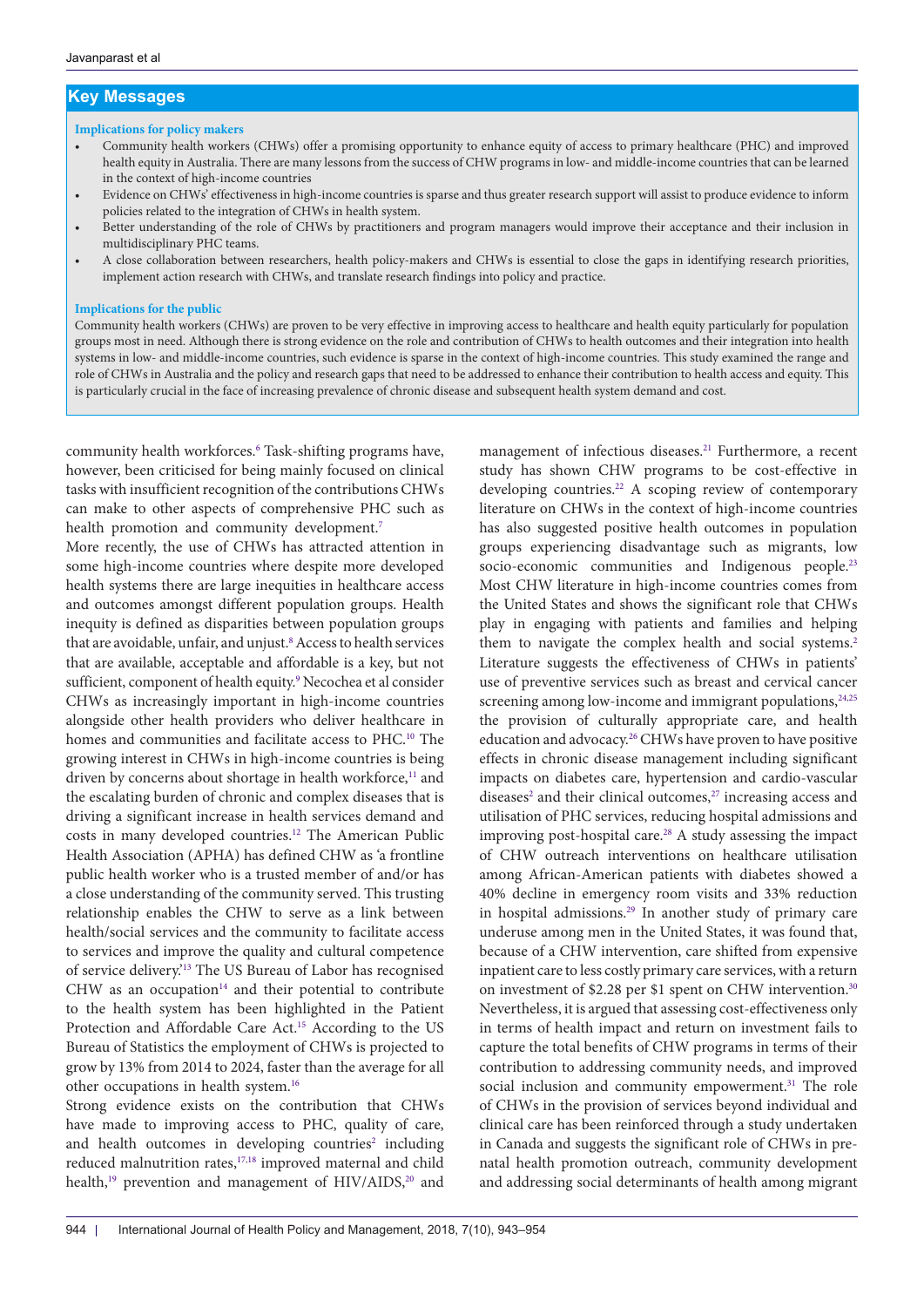## Key Messages

**Implications for policy makers**

- Community health workers (CHWs) offer a promising opportunity to enhance equity of access to primary healthcare (PHC) and improved health equity in Australia. There are many lessons from the success of CHW programs in low- and middle-income countries that can be learned in the context of high-income countries
- Evidence on CHWs' effectiveness in high-income countries is sparse and thus greater research support will assist to produce evidence to inform policies related to the integration of CHWs in health system.
- Better understanding of the role of CHWs by practitioners and program managers would improve their acceptance and their inclusion in multidisciplinary PHC teams.
- A close collaboration between researchers, health policy-makers and CHWs is essential to close the gaps in identifying research priorities, implement action research with CHWs, and translate research findings into policy and practice.

**Implications for the public**

Community health workers (CHWs) are proven to be very effective in improving access to healthcare and health equity particularly for population groups most in need. Although there is strong evidence on the role and contribution of CHWs to health outcomes and their integration into health systems in low- and middle-income countries, such evidence is sparse in the context of high-income countries. This study examined the range and role of CHWs in Australia and the policy and research gaps that need to be addressed to enhance their contribution to health access and equity. This is particularly crucial in the face of increasing prevalence of chronic disease and subsequent health system demand and cost.

community health workforces.[6] Task-shifting programs have, however, been criticised for being mainly focused on clinical tasks with insufficient recognition of the contributions CHWs can make to other aspects of comprehensive PHC such as health promotion and community development.[7]

More recently, the use of CHWs has attracted attention in some high-income countries where despite more developed health systems there are large inequities in healthcare access and outcomes amongst different population groups. Health inequity is defined as disparities between population groups that are avoidable, unfair, and unjust.[8] Access to health services that are available, acceptable and affordable is a key, but not sufficient, component of health equity.[9] Necochea et al consider CHWs as increasingly important in high-income countries alongside other health providers who deliver healthcare in homes and communities and facilitate access to PHC.[10] The growing interest in CHWs in high-income countries is being driven by concerns about shortage in health workforce,[11] and the escalating burden of chronic and complex diseases that is driving a significant increase in health services demand and costs in many developed countries.[12] The American Public Health Association (APHA) has defined CHW as 'a frontline public health worker who is a trusted member of and/or has a close understanding of the community served. This trusting relationship enables the CHW to serve as a link between health/social services and the community to facilitate access to services and improve the quality and cultural competence of service delivery.'[13] The US Bureau of Labor has recognised CHW as an occupation[14] and their potential to contribute to the health system has been highlighted in the Patient Protection and Affordable Care Act.[15] According to the US Bureau of Statistics the employment of CHWs is projected to grow by 13% from 2014 to 2024, faster than the average for all other occupations in health system.[16]

Strong evidence exists on the contribution that CHWs have made to improving access to PHC, quality of care, and health outcomes in developing countries[2] including reduced malnutrition rates,[17,18] improved maternal and child health,[19] prevention and management of HIV/AIDS,[20] and management of infectious diseases.[21] Furthermore, a recent study has shown CHW programs to be cost-effective in developing countries.[22] A scoping review of contemporary literature on CHWs in the context of high-income countries has also suggested positive health outcomes in population groups experiencing disadvantage such as migrants, low socio-economic communities and Indigenous people.[23] Most CHW literature in high-income countries comes from the United States and shows the significant role that CHWs play in engaging with patients and families and helping them to navigate the complex health and social systems.[2] Literature suggests the effectiveness of CHWs in patients' use of preventive services such as breast and cervical cancer screening among low-income and immigrant populations,[24,25] the provision of culturally appropriate care, and health education and advocacy.[26] CHWs have proven to have positive effects in chronic disease management including significant impacts on diabetes care, hypertension and cardio-vascular diseases[2] and their clinical outcomes,[27] increasing access and utilisation of PHC services, reducing hospital admissions and improving post-hospital care.[28] A study assessing the impact of CHW outreach interventions on healthcare utilisation among African-American patients with diabetes showed a 40% decline in emergency room visits and 33% reduction in hospital admissions.[29] In another study of primary care underuse among men in the United States, it was found that, because of a CHW intervention, care shifted from expensive inpatient care to less costly primary care services, with a return on investment of $2.28 per $1 spent on CHW intervention.[30] Nevertheless, it is argued that assessing cost-effectiveness only in terms of health impact and return on investment fails to capture the total benefits of CHW programs in terms of their contribution to addressing community needs, and improved social inclusion and community empowerment.[31] The role of CHWs in the provision of services beyond individual and clinical care has been reinforced through a study undertaken in Canada and suggests the significant role of CHWs in pre-natal health promotion outreach, community development and addressing social determinants of health among migrant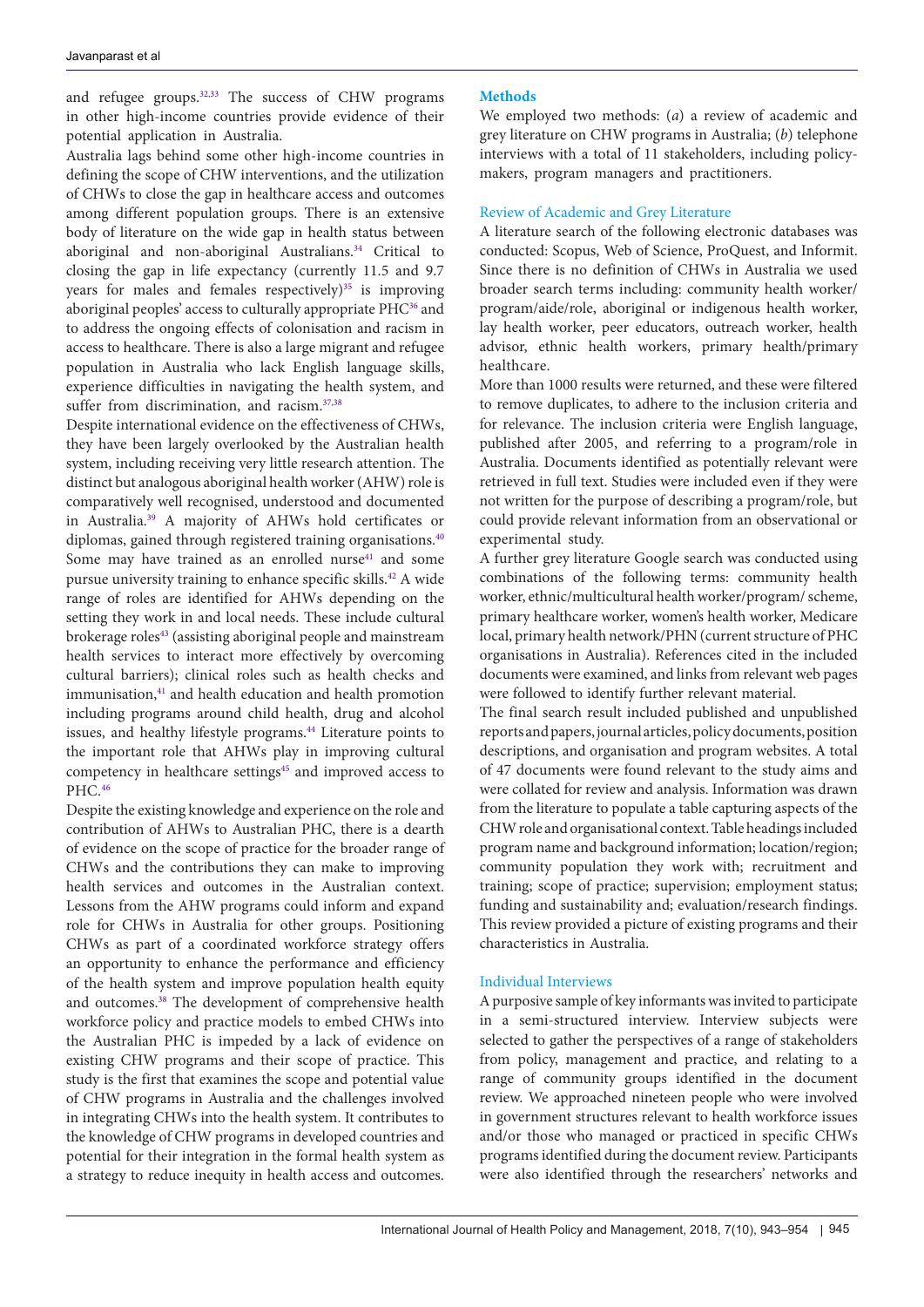and refugee groups.[32,33] The success of CHW programs in other high-income countries provide evidence of their potential application in Australia.

Australia lags behind some other high-income countries in defining the scope of CHW interventions, and the utilization of CHWs to close the gap in healthcare access and outcomes among different population groups. There is an extensive body of literature on the wide gap in health status between aboriginal and non-aboriginal Australians.[34] Critical to closing the gap in life expectancy (currently 11.5 and 9.7 years for males and females respectively)[35] is improving aboriginal peoples' access to culturally appropriate PHC[36] and to address the ongoing effects of colonisation and racism in access to healthcare. There is also a large migrant and refugee population in Australia who lack English language skills, experience difficulties in navigating the health system, and suffer from discrimination, and racism.[37,38]

Despite international evidence on the effectiveness of CHWs, they have been largely overlooked by the Australian health system, including receiving very little research attention. The distinct but analogous aboriginal health worker (AHW) role is comparatively well recognised, understood and documented in Australia.[39] A majority of AHWs hold certificates or diplomas, gained through registered training organisations.[40] Some may have trained as an enrolled nurse[41] and some pursue university training to enhance specific skills.[42] A wide range of roles are identified for AHWs depending on the setting they work in and local needs. These include cultural brokerage roles[43] (assisting aboriginal people and mainstream health services to interact more effectively by overcoming cultural barriers); clinical roles such as health checks and immunisation,[41] and health education and health promotion including programs around child health, drug and alcohol issues, and healthy lifestyle programs.[44] Literature points to the important role that AHWs play in improving cultural competency in healthcare settings[45] and improved access to PHC.[46]

Despite the existing knowledge and experience on the role and contribution of AHWs to Australian PHC, there is a dearth of evidence on the scope of practice for the broader range of CHWs and the contributions they can make to improving health services and outcomes in the Australian context. Lessons from the AHW programs could inform and expand role for CHWs in Australia for other groups. Positioning CHWs as part of a coordinated workforce strategy offers an opportunity to enhance the performance and efficiency of the health system and improve population health equity and outcomes.[38] The development of comprehensive health workforce policy and practice models to embed CHWs into the Australian PHC is impeded by a lack of evidence on existing CHW programs and their scope of practice. This study is the first that examines the scope and potential value of CHW programs in Australia and the challenges involved in integrating CHWs into the health system. It contributes to the knowledge of CHW programs in developed countries and potential for their integration in the formal health system as a strategy to reduce inequity in health access and outcomes.

## Methods

We employed two methods: (*a*) a review of academic and grey literature on CHW programs in Australia; (*b*) telephone interviews with a total of 11 stakeholders, including policy-makers, program managers and practitioners.

### Review of Academic and Grey Literature

A literature search of the following electronic databases was conducted: Scopus, Web of Science, ProQuest, and Informit. Since there is no definition of CHWs in Australia we used broader search terms including: community health worker/program/aide/role, aboriginal or indigenous health worker, lay health worker, peer educators, outreach worker, health advisor, ethnic health workers, primary health/primary healthcare.

More than 1000 results were returned, and these were filtered to remove duplicates, to adhere to the inclusion criteria and for relevance. The inclusion criteria were English language, published after 2005, and referring to a program/role in Australia. Documents identified as potentially relevant were retrieved in full text. Studies were included even if they were not written for the purpose of describing a program/role, but could provide relevant information from an observational or experimental study.

A further grey literature Google search was conducted using combinations of the following terms: community health worker, ethnic/multicultural health worker/program/ scheme, primary healthcare worker, women's health worker, Medicare local, primary health network/PHN (current structure of PHC organisations in Australia). References cited in the included documents were examined, and links from relevant web pages were followed to identify further relevant material.

The final search result included published and unpublished reports and papers, journal articles, policy documents, position descriptions, and organisation and program websites. A total of 47 documents were found relevant to the study aims and were collated for review and analysis. Information was drawn from the literature to populate a table capturing aspects of the CHW role and organisational context. Table headings included program name and background information; location/region; community population they work with; recruitment and training; scope of practice; supervision; employment status; funding and sustainability and; evaluation/research findings. This review provided a picture of existing programs and their characteristics in Australia.

### Individual Interviews

A purposive sample of key informants was invited to participate in a semi-structured interview. Interview subjects were selected to gather the perspectives of a range of stakeholders from policy, management and practice, and relating to a range of community groups identified in the document review. We approached nineteen people who were involved in government structures relevant to health workforce issues and/or those who managed or practiced in specific CHWs programs identified during the document review. Participants were also identified through the researchers' networks and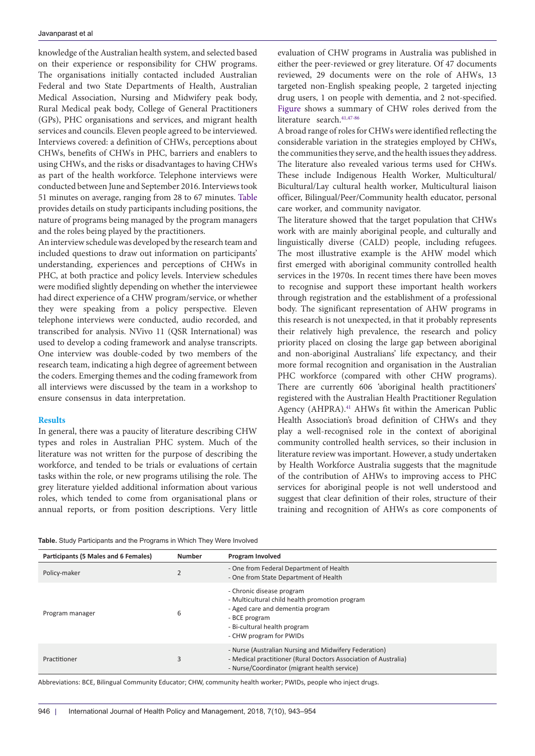knowledge of the Australian health system, and selected based on their experience or responsibility for CHW programs. The organisations initially contacted included Australian Federal and two State Departments of Health, Australian Medical Association, Nursing and Midwifery peak body, Rural Medical peak body, College of General Practitioners (GPs), PHC organisations and services, and migrant health services and councils. Eleven people agreed to be interviewed. Interviews covered: a definition of CHWs, perceptions about CHWs, benefits of CHWs in PHC, barriers and enablers to using CHWs, and the risks or disadvantages to having CHWs as part of the health workforce. Telephone interviews were conducted between June and September 2016. Interviews took 51 minutes on average, ranging from 28 to 67 minutes. Table provides details on study participants including positions, the nature of programs being managed by the program managers and the roles being played by the practitioners.

An interview schedule was developed by the research team and included questions to draw out information on participants' understanding, experiences and perceptions of CHWs in PHC, at both practice and policy levels. Interview schedules were modified slightly depending on whether the interviewee had direct experience of a CHW program/service, or whether they were speaking from a policy perspective. Eleven telephone interviews were conducted, audio recorded, and transcribed for analysis. NVivo 11 (QSR International) was used to develop a coding framework and analyse transcripts. One interview was double-coded by two members of the research team, indicating a high degree of agreement between the coders. Emerging themes and the coding framework from all interviews were discussed by the team in a workshop to ensure consensus in data interpretation.

## Results

In general, there was a paucity of literature describing CHW types and roles in Australian PHC system. Much of the literature was not written for the purpose of describing the workforce, and tended to be trials or evaluations of certain tasks within the role, or new programs utilising the role. The grey literature yielded additional information about various roles, which tended to come from organisational plans or annual reports, or from position descriptions. Very little evaluation of CHW programs in Australia was published in either the peer-reviewed or grey literature. Of 47 documents reviewed, 29 documents were on the role of AHWs, 13 targeted non-English speaking people, 2 targeted injecting drug users, 1 on people with dementia, and 2 not-specified. Figure shows a summary of CHW roles derived from the literature search.[41,47-86]

A broad range of roles for CHWs were identified reflecting the considerable variation in the strategies employed by CHWs, the communities they serve, and the health issues they address. The literature also revealed various terms used for CHWs. These include Indigenous Health Worker, Multicultural/Bicultural/Lay cultural health worker, Multicultural liaison officer, Bilingual/Peer/Community health educator, personal care worker, and community navigator.

The literature showed that the target population that CHWs work with are mainly aboriginal people, and culturally and linguistically diverse (CALD) people, including refugees. The most illustrative example is the AHW model which first emerged with aboriginal community controlled health services in the 1970s. In recent times there have been moves to recognise and support these important health workers through registration and the establishment of a professional body. The significant representation of AHW programs in this research is not unexpected, in that it probably represents their relatively high prevalence, the research and policy priority placed on closing the large gap between aboriginal and non-aboriginal Australians' life expectancy, and their more formal recognition and organisation in the Australian PHC workforce (compared with other CHW programs). There are currently 606 'aboriginal health practitioners' registered with the Australian Health Practitioner Regulation Agency (AHPRA).[41] AHWs fit within the American Public Health Association's broad definition of CHWs and they play a well-recognised role in the context of aboriginal community controlled health services, so their inclusion in literature review was important. However, a study undertaken by Health Workforce Australia suggests that the magnitude of the contribution of AHWs to improving access to PHC services for aboriginal people is not well understood and suggest that clear definition of their roles, structure of their training and recognition of AHWs as core components of

**Table.** Study Participants and the Programs in Which They Were Involved

| Participants (5 Males and 6 Females) | Number | Program Involved |
|---|---|---|
| Policy-maker | 2 | - One from Federal Department of Health<br>- One from State Department of Health |
| Program manager | 6 | - Chronic disease program<br>- Multicultural child health promotion program<br>- Aged care and dementia program<br>- BCE program<br>- Bi-cultural health program<br>- CHW program for PWIDs |
| Practitioner | 3 | - Nurse (Australian Nursing and Midwifery Federation)<br>- Medical practitioner (Rural Doctors Association of Australia)<br>- Nurse/Coordinator (migrant health service) |

Abbreviations: BCE, Bilingual Community Educator; CHW, community health worker; PWIDs, people who inject drugs.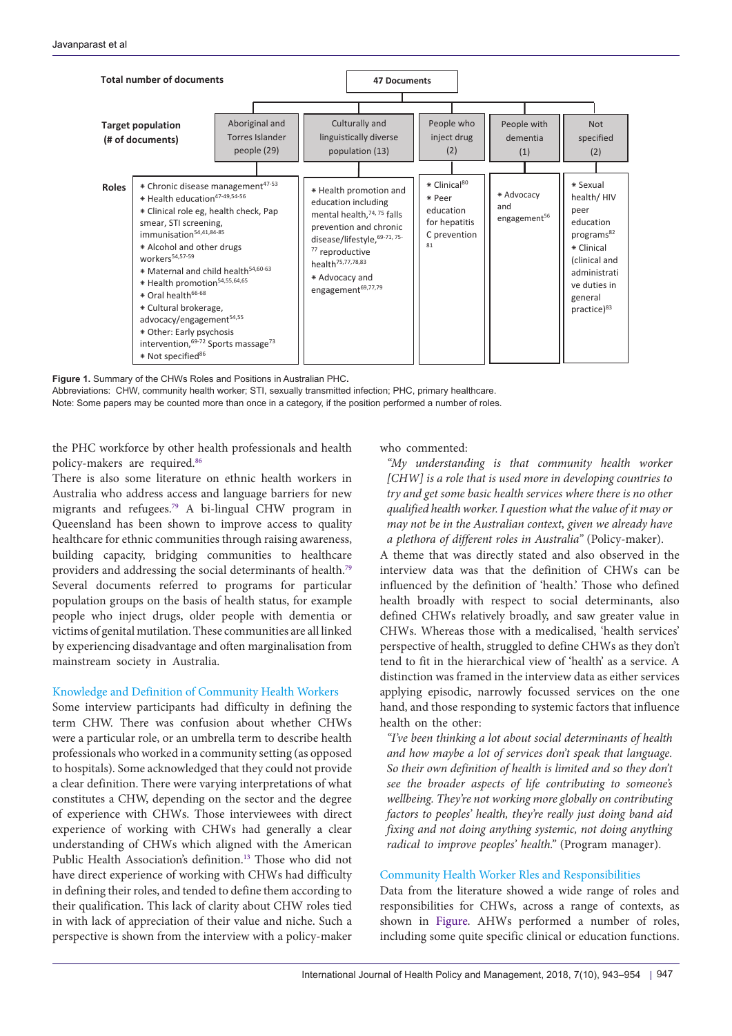| Total number of documents | 47 Documents | | | | |
|---|---|---|---|---|---|
| **Target population (# of documents)** | Aboriginal and Torres Islander people (29) | Culturally and linguistically diverse population (13) | People who inject drug (2) | People with dementia (1) | Not specified (2) |
| **Roles** | * Chronic disease management[47-53] * Health education[47-49,54-56] * Clinical role eg, health check, Pap smear, STI screening, immunisation[54,41,84-85] * Alcohol and other drugs workers[54,57-59] * Maternal and child health[54,60-63] * Health promotion[54,55,64,65] * Oral health[66-68] * Cultural brokerage, advocacy/engagement[54,55] * Other: Early psychosis intervention,[69-72] Sports massage[73] * Not specified[86] | * Health promotion and education including mental health,[74,75] falls prevention and chronic disease/lifestyle,[69-71,75-77] reproductive health[75,77,78,83] * Advocacy and engagement[69,77,79] | * Clinical[80] * Peer education for hepatitis C prevention[81] | * Advocacy and engagement[56] | * Sexual health/ HIV peer education programs[82] * Clinical (clinical and administrative duties in general practice)[83] |

**Figure 1.** Summary of the CHWs Roles and Positions in Australian PHC.
Abbreviations: CHW, community health worker; STI, sexually transmitted infection; PHC, primary healthcare.
Note: Some papers may be counted more than once in a category, if the position performed a number of roles.

the PHC workforce by other health professionals and health policy-makers are required.[86]

There is also some literature on ethnic health workers in Australia who address access and language barriers for new migrants and refugees.[79] A bi-lingual CHW program in Queensland has been shown to improve access to quality healthcare for ethnic communities through raising awareness, building capacity, bridging communities to healthcare providers and addressing the social determinants of health.[79] Several documents referred to programs for particular population groups on the basis of health status, for example people who inject drugs, older people with dementia or victims of genital mutilation. These communities are all linked by experiencing disadvantage and often marginalisation from mainstream society in Australia.

### Knowledge and Definition of Community Health Workers

Some interview participants had difficulty in defining the term CHW. There was confusion about whether CHWs were a particular role, or an umbrella term to describe health professionals who worked in a community setting (as opposed to hospitals). Some acknowledged that they could not provide a clear definition. There were varying interpretations of what constitutes a CHW, depending on the sector and the degree of experience with CHWs. Those interviewees with direct experience of working with CHWs had generally a clear understanding of CHWs which aligned with the American Public Health Association's definition.[13] Those who did not have direct experience of working with CHWs had difficulty in defining their roles, and tended to define them according to their qualification. This lack of clarity about CHW roles tied in with lack of appreciation of their value and niche. Such a perspective is shown from the interview with a policy-maker who commented:

*"My understanding is that community health worker [CHW] is a role that is used more in developing countries to try and get some basic health services where there is no other qualified health worker. I question what the value of it may or may not be in the Australian context, given we already have a plethora of different roles in Australia"* (Policy-maker).

A theme that was directly stated and also observed in the interview data was that the definition of CHWs can be influenced by the definition of 'health.' Those who defined health broadly with respect to social determinants, also defined CHWs relatively broadly, and saw greater value in CHWs. Whereas those with a medicalised, 'health services' perspective of health, struggled to define CHWs as they don't tend to fit in the hierarchical view of 'health' as a service. A distinction was framed in the interview data as either services applying episodic, narrowly focussed services on the one hand, and those responding to systemic factors that influence health on the other:

*"I've been thinking a lot about social determinants of health and how maybe a lot of services don't speak that language. So their own definition of health is limited and so they don't see the broader aspects of life contributing to someone's wellbeing. They're not working more globally on contributing factors to peoples' health, they're really just doing band aid fixing and not doing anything systemic, not doing anything radical to improve peoples' health."* (Program manager).

### Community Health Worker Rles and Responsibilities

Data from the literature showed a wide range of roles and responsibilities for CHWs, across a range of contexts, as shown in Figure. AHWs performed a number of roles, including some quite specific clinical or education functions.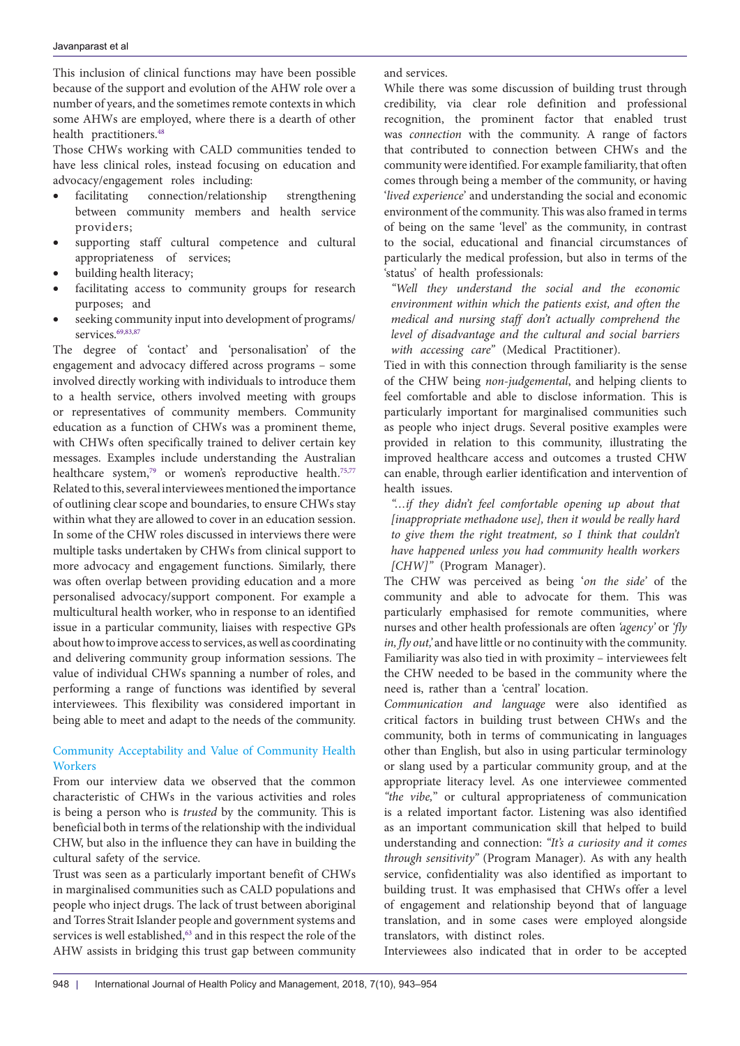This inclusion of clinical functions may have been possible because of the support and evolution of the AHW role over a number of years, and the sometimes remote contexts in which some AHWs are employed, where there is a dearth of other health practitioners.[48]

Those CHWs working with CALD communities tended to have less clinical roles, instead focusing on education and advocacy/engagement roles including:

- facilitating connection/relationship strengthening between community members and health service providers;
- supporting staff cultural competence and cultural appropriateness of services;
- building health literacy;
- facilitating access to community groups for research purposes; and
- seeking community input into development of programs/services.[69,83,87]

The degree of 'contact' and 'personalisation' of the engagement and advocacy differed across programs – some involved directly working with individuals to introduce them to a health service, others involved meeting with groups or representatives of community members. Community education as a function of CHWs was a prominent theme, with CHWs often specifically trained to deliver certain key messages. Examples include understanding the Australian healthcare system,[79] or women's reproductive health.[75,77] Related to this, several interviewees mentioned the importance of outlining clear scope and boundaries, to ensure CHWs stay within what they are allowed to cover in an education session. In some of the CHW roles discussed in interviews there were multiple tasks undertaken by CHWs from clinical support to more advocacy and engagement functions. Similarly, there was often overlap between providing education and a more personalised advocacy/support component. For example a multicultural health worker, who in response to an identified issue in a particular community, liaises with respective GPs about how to improve access to services, as well as coordinating and delivering community group information sessions. The value of individual CHWs spanning a number of roles, and performing a range of functions was identified by several interviewees. This flexibility was considered important in being able to meet and adapt to the needs of the community.

### Community Acceptability and Value of Community Health Workers

From our interview data we observed that the common characteristic of CHWs in the various activities and roles is being a person who is *trusted* by the community. This is beneficial both in terms of the relationship with the individual CHW, but also in the influence they can have in building the cultural safety of the service.

Trust was seen as a particularly important benefit of CHWs in marginalised communities such as CALD populations and people who inject drugs. The lack of trust between aboriginal and Torres Strait Islander people and government systems and services is well established,[63] and in this respect the role of the AHW assists in bridging this trust gap between community and services.

While there was some discussion of building trust through credibility, via clear role definition and professional recognition, the prominent factor that enabled trust was *connection* with the community. A range of factors that contributed to connection between CHWs and the community were identified. For example familiarity, that often comes through being a member of the community, or having '*lived experience*' and understanding the social and economic environment of the community. This was also framed in terms of being on the same 'level' as the community, in contrast to the social, educational and financial circumstances of particularly the medical profession, but also in terms of the 'status' of health professionals:

> *"Well they understand the social and the economic environment within which the patients exist, and often the medical and nursing staff don't actually comprehend the level of disadvantage and the cultural and social barriers with accessing care"* (Medical Practitioner).

Tied in with this connection through familiarity is the sense of the CHW being *non-judgemental*, and helping clients to feel comfortable and able to disclose information. This is particularly important for marginalised communities such as people who inject drugs. Several positive examples were provided in relation to this community, illustrating the improved healthcare access and outcomes a trusted CHW can enable, through earlier identification and intervention of health issues.

> *"…if they didn't feel comfortable opening up about that [inappropriate methadone use], then it would be really hard to give them the right treatment, so I think that couldn't have happened unless you had community health workers [CHW]"* (Program Manager).

The CHW was perceived as being '*on the side*' of the community and able to advocate for them. This was particularly emphasised for remote communities, where nurses and other health professionals are often *'agency'* or *'fly in, fly out,'* and have little or no continuity with the community. Familiarity was also tied in with proximity – interviewees felt the CHW needed to be based in the community where the need is, rather than a 'central' location.

*Communication and language* were also identified as critical factors in building trust between CHWs and the community, both in terms of communicating in languages other than English, but also in using particular terminology or slang used by a particular community group, and at the appropriate literacy level. As one interviewee commented *"the vibe,"* or cultural appropriateness of communication is a related important factor. Listening was also identified as an important communication skill that helped to build understanding and connection: *"It's a curiosity and it comes through sensitivity"* (Program Manager). As with any health service, confidentiality was also identified as important to building trust. It was emphasised that CHWs offer a level of engagement and relationship beyond that of language translation, and in some cases were employed alongside translators, with distinct roles.

Interviewees also indicated that in order to be accepted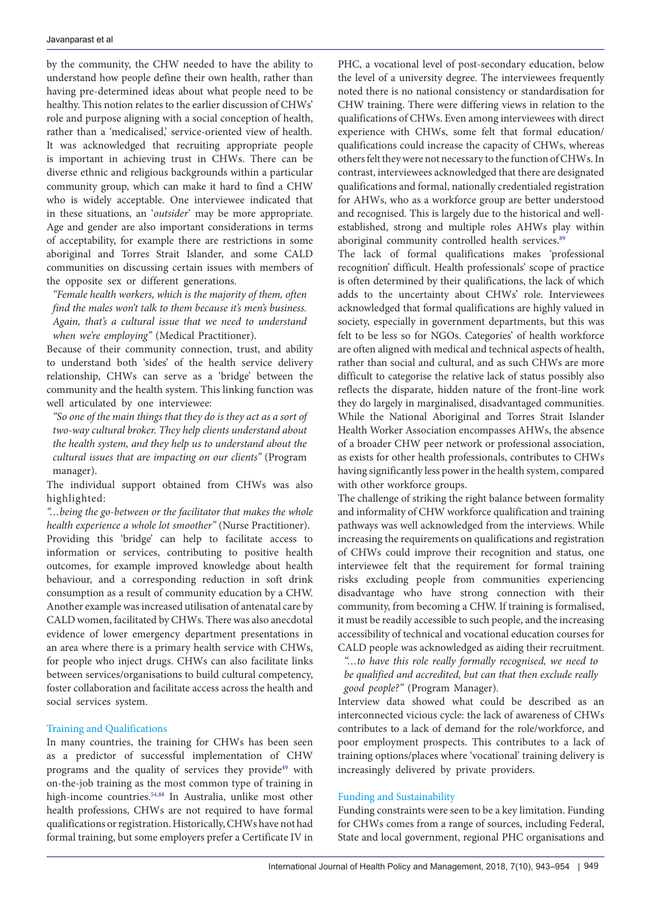by the community, the CHW needed to have the ability to understand how people define their own health, rather than having pre-determined ideas about what people need to be healthy. This notion relates to the earlier discussion of CHWs' role and purpose aligning with a social conception of health, rather than a 'medicalised,' service-oriented view of health. It was acknowledged that recruiting appropriate people is important in achieving trust in CHWs. There can be diverse ethnic and religious backgrounds within a particular community group, which can make it hard to find a CHW who is widely acceptable. One interviewee indicated that in these situations, an '*outsider*' may be more appropriate. Age and gender are also important considerations in terms of acceptability, for example there are restrictions in some aboriginal and Torres Strait Islander, and some CALD communities on discussing certain issues with members of the opposite sex or different generations.

*"Female health workers, which is the majority of them, often find the males won't talk to them because it's men's business. Again, that's a cultural issue that we need to understand when we're employing"* (Medical Practitioner).

Because of their community connection, trust, and ability to understand both 'sides' of the health service delivery relationship, CHWs can serve as a 'bridge' between the community and the health system. This linking function was well articulated by one interviewee:

*"So one of the main things that they do is they act as a sort of two-way cultural broker. They help clients understand about the health system, and they help us to understand about the cultural issues that are impacting on our clients"* (Program manager).

The individual support obtained from CHWs was also highlighted:

*"…being the go-between or the facilitator that makes the whole health experience a whole lot smoother"* (Nurse Practitioner).

Providing this 'bridge' can help to facilitate access to information or services, contributing to positive health outcomes, for example improved knowledge about health behaviour, and a corresponding reduction in soft drink consumption as a result of community education by a CHW. Another example was increased utilisation of antenatal care by CALD women, facilitated by CHWs. There was also anecdotal evidence of lower emergency department presentations in an area where there is a primary health service with CHWs, for people who inject drugs. CHWs can also facilitate links between services/organisations to build cultural competency, foster collaboration and facilitate access across the health and social services system.

### Training and Qualifications

In many countries, the training for CHWs has been seen as a predictor of successful implementation of CHW programs and the quality of services they provide[49] with on-the-job training as the most common type of training in high-income countries.[54,88] In Australia, unlike most other health professions, CHWs are not required to have formal qualifications or registration. Historically, CHWs have not had formal training, but some employers prefer a Certificate IV in PHC, a vocational level of post-secondary education, below the level of a university degree. The interviewees frequently noted there is no national consistency or standardisation for CHW training. There were differing views in relation to the qualifications of CHWs. Even among interviewees with direct experience with CHWs, some felt that formal education/qualifications could increase the capacity of CHWs, whereas others felt they were not necessary to the function of CHWs. In contrast, interviewees acknowledged that there are designated qualifications and formal, nationally credentialed registration for AHWs, who as a workforce group are better understood and recognised. This is largely due to the historical and well-established, strong and multiple roles AHWs play within aboriginal community controlled health services.[89]

The lack of formal qualifications makes 'professional recognition' difficult. Health professionals' scope of practice is often determined by their qualifications, the lack of which adds to the uncertainty about CHWs' role. Interviewees acknowledged that formal qualifications are highly valued in society, especially in government departments, but this was felt to be less so for NGOs. Categories' of health workforce are often aligned with medical and technical aspects of health, rather than social and cultural, and as such CHWs are more difficult to categorise the relative lack of status possibly also reflects the disparate, hidden nature of the front-line work they do largely in marginalised, disadvantaged communities. While the National Aboriginal and Torres Strait Islander Health Worker Association encompasses AHWs, the absence of a broader CHW peer network or professional association, as exists for other health professionals, contributes to CHWs having significantly less power in the health system, compared with other workforce groups.

The challenge of striking the right balance between formality and informality of CHW workforce qualification and training pathways was well acknowledged from the interviews. While increasing the requirements on qualifications and registration of CHWs could improve their recognition and status, one interviewee felt that the requirement for formal training risks excluding people from communities experiencing disadvantage who have strong connection with their community, from becoming a CHW. If training is formalised, it must be readily accessible to such people, and the increasing accessibility of technical and vocational education courses for CALD people was acknowledged as aiding their recruitment.

*"…to have this role really formally recognised, we need to be qualified and accredited, but can that then exclude really good people?"* (Program Manager).

Interview data showed what could be described as an interconnected vicious cycle: the lack of awareness of CHWs contributes to a lack of demand for the role/workforce, and poor employment prospects. This contributes to a lack of training options/places where 'vocational' training delivery is increasingly delivered by private providers.

### Funding and Sustainability

Funding constraints were seen to be a key limitation. Funding for CHWs comes from a range of sources, including Federal, State and local government, regional PHC organisations and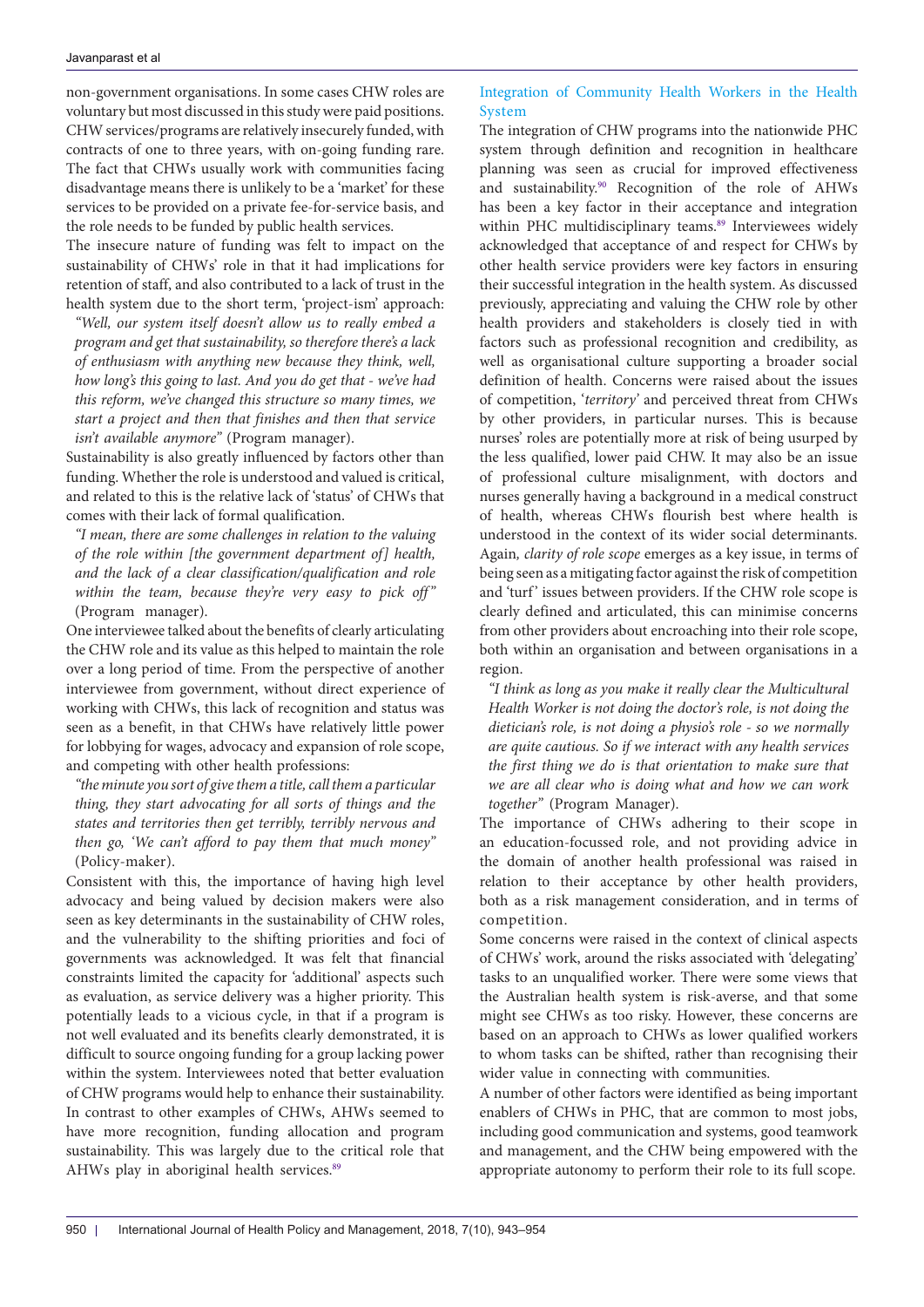non-government organisations. In some cases CHW roles are voluntary but most discussed in this study were paid positions. CHW services/programs are relatively insecurely funded, with contracts of one to three years, with on-going funding rare. The fact that CHWs usually work with communities facing disadvantage means there is unlikely to be a 'market' for these services to be provided on a private fee-for-service basis, and the role needs to be funded by public health services.

The insecure nature of funding was felt to impact on the sustainability of CHWs' role in that it had implications for retention of staff, and also contributed to a lack of trust in the health system due to the short term, 'project-ism' approach:

*"Well, our system itself doesn't allow us to really embed a program and get that sustainability, so therefore there's a lack of enthusiasm with anything new because they think, well, how long's this going to last. And you do get that - we've had this reform, we've changed this structure so many times, we start a project and then that finishes and then that service isn't available anymore"* (Program manager).

Sustainability is also greatly influenced by factors other than funding. Whether the role is understood and valued is critical, and related to this is the relative lack of 'status' of CHWs that comes with their lack of formal qualification.

*"I mean, there are some challenges in relation to the valuing of the role within [the government department of] health, and the lack of a clear classification/qualification and role within the team, because they're very easy to pick off"* (Program manager).

One interviewee talked about the benefits of clearly articulating the CHW role and its value as this helped to maintain the role over a long period of time. From the perspective of another interviewee from government, without direct experience of working with CHWs, this lack of recognition and status was seen as a benefit, in that CHWs have relatively little power for lobbying for wages, advocacy and expansion of role scope, and competing with other health professions:

*"the minute you sort of give them a title, call them a particular thing, they start advocating for all sorts of things and the states and territories then get terribly, terribly nervous and then go, 'We can't afford to pay them that much money'"* (Policy-maker).

Consistent with this, the importance of having high level advocacy and being valued by decision makers were also seen as key determinants in the sustainability of CHW roles, and the vulnerability to the shifting priorities and foci of governments was acknowledged. It was felt that financial constraints limited the capacity for 'additional' aspects such as evaluation, as service delivery was a higher priority. This potentially leads to a vicious cycle, in that if a program is not well evaluated and its benefits clearly demonstrated, it is difficult to source ongoing funding for a group lacking power within the system. Interviewees noted that better evaluation of CHW programs would help to enhance their sustainability. In contrast to other examples of CHWs, AHWs seemed to have more recognition, funding allocation and program sustainability. This was largely due to the critical role that AHWs play in aboriginal health services.[89]

### Integration of Community Health Workers in the Health System

The integration of CHW programs into the nationwide PHC system through definition and recognition in healthcare planning was seen as crucial for improved effectiveness and sustainability.[90] Recognition of the role of AHWs has been a key factor in their acceptance and integration within PHC multidisciplinary teams.[89] Interviewees widely acknowledged that acceptance of and respect for CHWs by other health service providers were key factors in ensuring their successful integration in the health system. As discussed previously, appreciating and valuing the CHW role by other health providers and stakeholders is closely tied in with factors such as professional recognition and credibility, as well as organisational culture supporting a broader social definition of health. Concerns were raised about the issues of competition, '*territory*' and perceived threat from CHWs by other providers, in particular nurses. This is because nurses' roles are potentially more at risk of being usurped by the less qualified, lower paid CHW. It may also be an issue of professional culture misalignment, with doctors and nurses generally having a background in a medical construct of health, whereas CHWs flourish best where health is understood in the context of its wider social determinants. Again, *clarity of role scope* emerges as a key issue, in terms of being seen as a mitigating factor against the risk of competition and 'turf' issues between providers. If the CHW role scope is clearly defined and articulated, this can minimise concerns from other providers about encroaching into their role scope, both within an organisation and between organisations in a region.

*"I think as long as you make it really clear the Multicultural Health Worker is not doing the doctor's role, is not doing the dietician's role, is not doing a physio's role - so we normally are quite cautious. So if we interact with any health services the first thing we do is that orientation to make sure that we are all clear who is doing what and how we can work together"* (Program Manager).

The importance of CHWs adhering to their scope in an education-focussed role, and not providing advice in the domain of another health professional was raised in relation to their acceptance by other health providers, both as a risk management consideration, and in terms of competition.

Some concerns were raised in the context of clinical aspects of CHWs' work, around the risks associated with some 'delegating' tasks to an unqualified worker. There were some views that the Australian health system is risk-averse, and that some might see CHWs as too risky. However, these concerns are based on an approach to CHWs as lower qualified workers to whom tasks can be shifted, rather than recognising their wider value in connecting with communities.

A number of other factors were identified as being important enablers of CHWs in PHC, that are common to most jobs, including good communication and systems, good teamwork and management, and the CHW being empowered with the appropriate autonomy to perform their role to its full scope.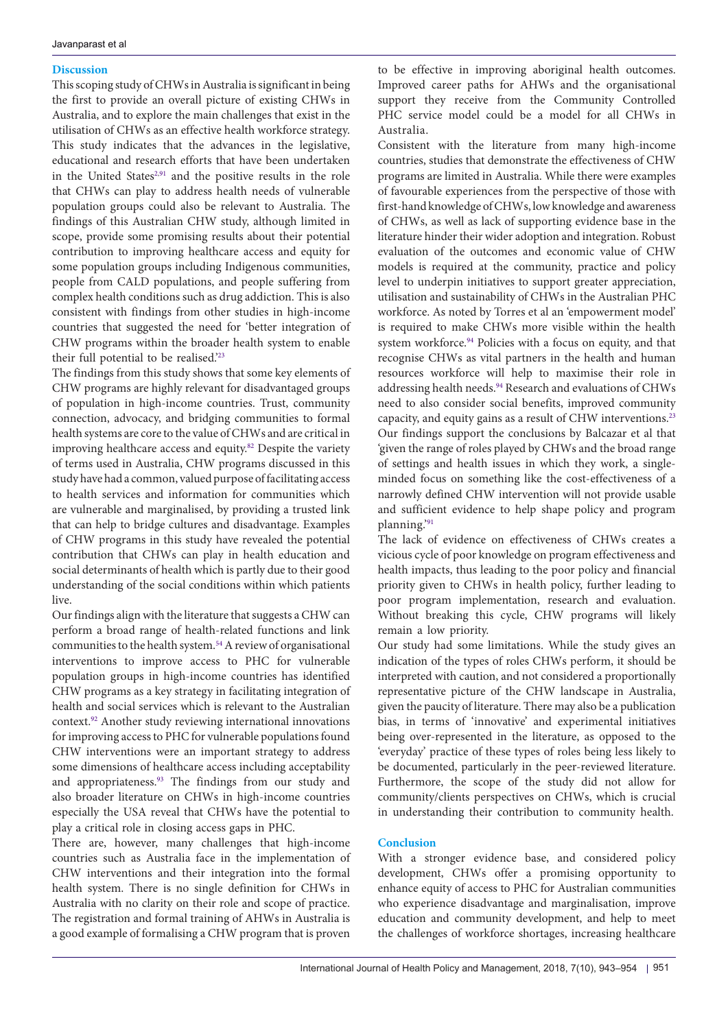## Discussion

This scoping study of CHWs in Australia is significant in being the first to provide an overall picture of existing CHWs in Australia, and to explore the main challenges that exist in the utilisation of CHWs as an effective health workforce strategy. This study indicates that the advances in the legislative, educational and research efforts that have been undertaken in the United States[2,91] and the positive results in the role that CHWs can play to address health needs of vulnerable population groups could also be relevant to Australia. The findings of this Australian CHW study, although limited in scope, provide some promising results about their potential contribution to improving healthcare access and equity for some population groups including Indigenous communities, people from CALD populations, and people suffering from complex health conditions such as drug addiction. This is also consistent with findings from other studies in high-income countries that suggested the need for 'better integration of CHW programs within the broader health system to enable their full potential to be realised.'[23]

The findings from this study shows that some key elements of CHW programs are highly relevant for disadvantaged groups of population in high-income countries. Trust, community connection, advocacy, and bridging communities to formal health systems are core to the value of CHWs and are critical in improving healthcare access and equity.[82] Despite the variety of terms used in Australia, CHW programs discussed in this study have had a common, valued purpose of facilitating access to health services and information for communities which are vulnerable and marginalised, by providing a trusted link that can help to bridge cultures and disadvantage. Examples of CHW programs in this study have revealed the potential contribution that CHWs can play in health education and social determinants of health which is partly due to their good understanding of the social conditions within which patients live.

Our findings align with the literature that suggests a CHW can perform a broad range of health-related functions and link communities to the health system.[54] A review of organisational interventions to improve access to PHC for vulnerable population groups in high-income countries has identified CHW programs as a key strategy in facilitating integration of health and social services which is relevant to the Australian context.[92] Another study reviewing international innovations for improving access to PHC for vulnerable populations found CHW interventions were an important strategy to address some dimensions of healthcare access including acceptability and appropriateness.[93] The findings from our study and also broader literature on CHWs in high-income countries especially the USA reveal that CHWs have the potential to play a critical role in closing access gaps in PHC.

There are, however, many challenges that high-income countries such as Australia face in the implementation of CHW interventions and their integration into the formal health system. There is no single definition for CHWs in Australia with no clarity on their role and scope of practice. The registration and formal training of AHWs in Australia is a good example of formalising a CHW program that is proven to be effective in improving aboriginal health outcomes. Improved career paths for AHWs and the organisational support they receive from the Community Controlled PHC service model could be a model for all CHWs in Australia.

Consistent with the literature from many high-income countries, studies that demonstrate the effectiveness of CHW programs are limited in Australia. While there were examples of favourable experiences from the perspective of those with first-hand knowledge of CHWs, low knowledge and awareness of CHWs, as well as lack of supporting evidence base in the literature hinder their wider adoption and integration. Robust evaluation of the outcomes and economic value of CHW models is required at the community, practice and policy level to underpin initiatives to support greater appreciation, utilisation and sustainability of CHWs in the Australian PHC workforce. As noted by Torres et al an 'empowerment model' is required to make CHWs more visible within the health system workforce.[94] Policies with a focus on equity, and that recognise CHWs as vital partners in the health and human resources workforce will help to maximise their role in addressing health needs.[94] Research and evaluations of CHWs need to also consider social benefits, improved community capacity, and equity gains as a result of CHW interventions.[23] Our findings support the conclusions by Balcazar et al that 'given the range of roles played by CHWs and the broad range of settings and health issues in which they work, a single-minded focus on something like the cost-effectiveness of a narrowly defined CHW intervention will not provide usable and sufficient evidence to help shape policy and program planning.'[91]

The lack of evidence on effectiveness of CHWs creates a vicious cycle of poor knowledge on program effectiveness and health impacts, thus leading to the poor policy and financial priority given to CHWs in health policy, further leading to poor program implementation, research and evaluation. Without breaking this cycle, CHW programs will likely remain a low priority.

Our study had some limitations. While the study gives an indication of the types of roles CHWs perform, it should be interpreted with caution, and not considered a proportionally representative picture of the CHW landscape in Australia, given the paucity of literature. There may also be a publication bias, in terms of 'innovative' and experimental initiatives being over-represented in the literature, as opposed to the 'everyday' practice of these types of roles being less likely to be documented, particularly in the peer-reviewed literature. Furthermore, the scope of the study did not allow for community/clients perspectives on CHWs, which is crucial in understanding their contribution to community health.

## Conclusion

With a stronger evidence base, and considered policy development, CHWs offer a promising opportunity to enhance equity of access to PHC for Australian communities who experience disadvantage and marginalisation, improve education and community development, and help to meet the challenges of workforce shortages, increasing healthcare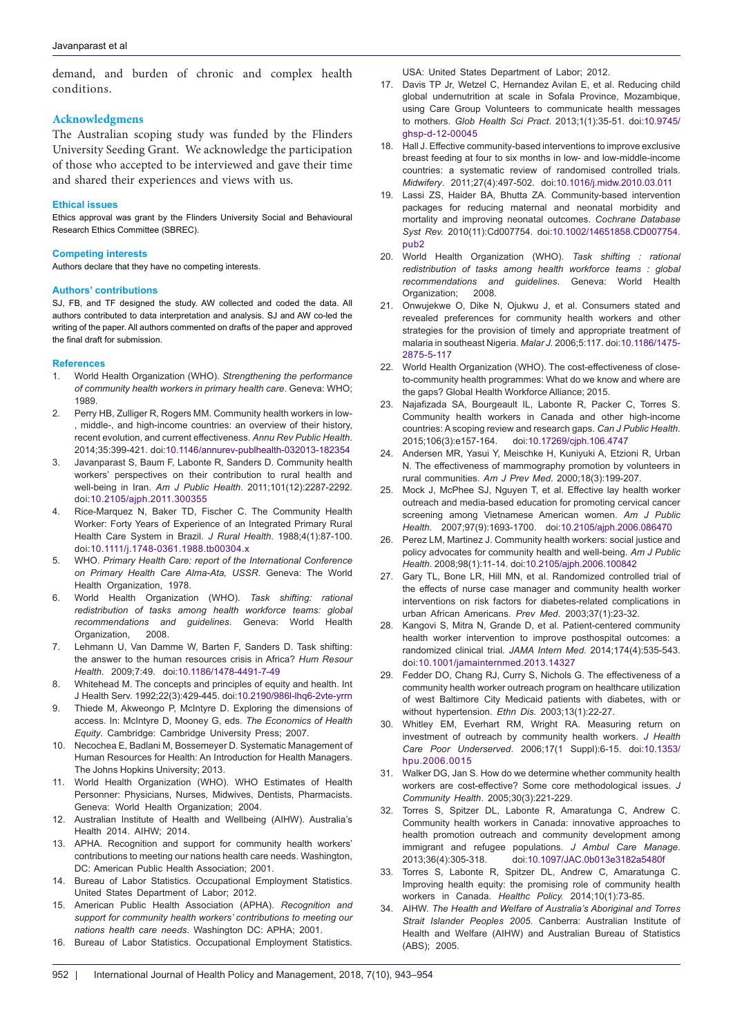demand, and burden of chronic and complex health conditions.

## Acknowledgmens

The Australian scoping study was funded by the Flinders University Seeding Grant. We acknowledge the participation of those who accepted to be interviewed and gave their time and shared their experiences and views with us.

### Ethical issues

Ethics approval was grant by the Flinders University Social and Behavioural Research Ethics Committee (SBREC).

### Competing interests

Authors declare that they have no competing interests.

### Authors' contributions

SJ, FB, and TF designed the study. AW collected and coded the data. All authors contributed to data interpretation and analysis. SJ and AW co-led the writing of the paper. All authors commented on drafts of the paper and approved the final draft for submission.

### References

1. World Health Organization (WHO). *Strengthening the performance of community health workers in primary health care*. Geneva: WHO; 1989.
2. Perry HB, Zulliger R, Rogers MM. Community health workers in low-, middle-, and high-income countries: an overview of their history, recent evolution, and current effectiveness. *Annu Rev Public Health*. 2014;35:399-421. doi:10.1146/annurev-publhealth-032013-182354
3. Javanparast S, Baum F, Labonte R, Sanders D. Community health workers' perspectives on their contribution to rural health and well-being in Iran. *Am J Public Health*. 2011;101(12):2287-2292. doi:10.2105/ajph.2011.300355
4. Rice-Marquez N, Baker TD, Fischer C. The Community Health Worker: Forty Years of Experience of an Integrated Primary Rural Health Care System in Brazil. *J Rural Health*. 1988;4(1):87-100. doi:10.1111/j.1748-0361.1988.tb00304.x
5. WHO. *Primary Health Care: report of the International Conference on Primary Health Care Alma-Ata, USSR*. Geneva: The World Health Organization, 1978.
6. World Health Organization (WHO). *Task shifting: rational redistribution of tasks among health workforce teams: global recommendations and guidelines*. Geneva: World Health Organization, 2008.
7. Lehmann U, Van Damme W, Barten F, Sanders D. Task shifting: the answer to the human resources crisis in Africa? *Hum Resour Health*. 2009;7:49. doi:10.1186/1478-4491-7-49
8. Whitehead M. The concepts and principles of equity and health. Int J Health Serv. 1992;22(3):429-445. doi:10.2190/986l-lhq6-2vte-yrrn
9. Thiede M, Akweongo P, McIntyre D. Exploring the dimensions of access. In: McIntyre D, Mooney G, eds. *The Economics of Health Equity*. Cambridge: Cambridge University Press; 2007.
10. Necochea E, Badlani M, Bossemeyer D. Systematic Management of Human Resources for Health: An Introduction for Health Managers. The Johns Hopkins University; 2013.
11. World Health Organization (WHO). WHO Estimates of Health Personner: Physicians, Nurses, Midwives, Dentists, Pharmacists. Geneva: World Health Organization; 2004.
12. Australian Institute of Health and Wellbeing (AIHW). Australia's Health 2014. AIHW; 2014.
13. APHA. Recognition and support for community health workers' contributions to meeting our nations health care needs. Washington, DC: American Public Health Association; 2001.
14. Bureau of Labor Statistics. Occupational Employment Statistics. United States Department of Labor; 2012.
15. American Public Health Association (APHA). *Recognition and support for community health workers' contributions to meeting our nations health care needs*. Washington DC: APHA; 2001.
16. Bureau of Labor Statistics. Occupational Employment Statistics. USA: United States Department of Labor; 2012.
17. Davis TP Jr, Wetzel C, Hernandez Avilan E, et al. Reducing child global undernutrition at scale in Sofala Province, Mozambique, using Care Group Volunteers to communicate health messages to mothers. *Glob Health Sci Pract*. 2013;1(1):35-51. doi:10.9745/ghsp-d-12-00045
18. Hall J. Effective community-based interventions to improve exclusive breast feeding at four to six months in low- and low-middle-income countries: a systematic review of randomised controlled trials. *Midwifery*. 2011;27(4):497-502. doi:10.1016/j.midw.2010.03.011
19. Lassi ZS, Haider BA, Bhutta ZA. Community-based intervention packages for reducing maternal and neonatal morbidity and mortality and improving neonatal outcomes. *Cochrane Database Syst Rev*. 2010(11):Cd007754. doi:10.1002/14651858.CD007754.pub2
20. World Health Organization (WHO). *Task shifting : rational redistribution of tasks among health workforce teams : global recommendations and guidelines*. Geneva: World Health Organization; 2008.
21. Onwujekwe O, Dike N, Ojukwu J, et al. Consumers stated and revealed preferences for community health workers and other strategies for the provision of timely and appropriate treatment of malaria in southeast Nigeria. *Malar J*. 2006;5:117. doi:10.1186/1475-2875-5-117
22. World Health Organization (WHO). The cost-effectiveness of close-to-community health programmes: What do we know and where are the gaps? Global Health Workforce Alliance; 2015.
23. Najafizada SA, Bourgeault IL, Labonte R, Packer C, Torres S. Community health workers in Canada and other high-income countries: A scoping review and research gaps. *Can J Public Health*. 2015;106(3):e157-164. doi:10.17269/cjph.106.4747
24. Andersen MR, Yasui Y, Meischke H, Kuniyuki A, Etzioni R, Urban N. The effectiveness of mammography promotion by volunteers in rural communities. *Am J Prev Med*. 2000;18(3):199-207.
25. Mock J, McPhee SJ, Nguyen T, et al. Effective lay health worker outreach and media-based education for promoting cervical cancer screening among Vietnamese American women. *Am J Public Health*. 2007;97(9):1693-1700. doi:10.2105/ajph.2006.086470
26. Perez LM, Martinez J. Community health workers: social justice and policy advocates for community health and well-being. *Am J Public Health*. 2008;98(1):11-14. doi:10.2105/ajph.2006.100842
27. Gary TL, Bone LR, Hill MN, et al. Randomized controlled trial of the effects of nurse case manager and community health worker interventions on risk factors for diabetes-related complications in urban African Americans. *Prev Med*. 2003;37(1):23-32.
28. Kangovi S, Mitra N, Grande D, et al. Patient-centered community health worker intervention to improve posthospital outcomes: a randomized clinical trial. *JAMA Intern Med*. 2014;174(4):535-543. doi:10.1001/jamainternmed.2013.14327
29. Fedder DO, Chang RJ, Curry S, Nichols G. The effectiveness of a community health worker outreach program on healthcare utilization of west Baltimore City Medicaid patients with diabetes, with or without hypertension. *Ethn Dis*. 2003;13(1):22-27.
30. Whitley EM, Everhart RM, Wright RA. Measuring return on investment of outreach by community health workers. *J Health Care Poor Underserved*. 2006;17(1 Suppl):6-15. doi:10.1353/hpu.2006.0015
31. Walker DG, Jan S. How do we determine whether community health workers are cost-effective? Some core methodological issues. *J Community Health*. 2005;30(3):221-229.
32. Torres S, Spitzer DL, Labonte R, Amaratunga C, Andrew C. Community health workers in Canada: innovative approaches to health promotion outreach and community development among immigrant and refugee populations. *J Ambul Care Manage*. 2013;36(4):305-318. doi:10.1097/JAC.0b013e3182a5480f
33. Torres S, Labonte R, Spitzer DL, Andrew C, Amaratunga C. Improving health equity: the promising role of community health workers in Canada. *Healthc Policy*. 2014;10(1):73-85.
34. AIHW. *The Health and Welfare of Australia's Aboriginal and Torres Strait Islander Peoples 2005*. Canberra: Australian Institute of Health and Welfare (AIHW) and Australian Bureau of Statistics (ABS); 2005.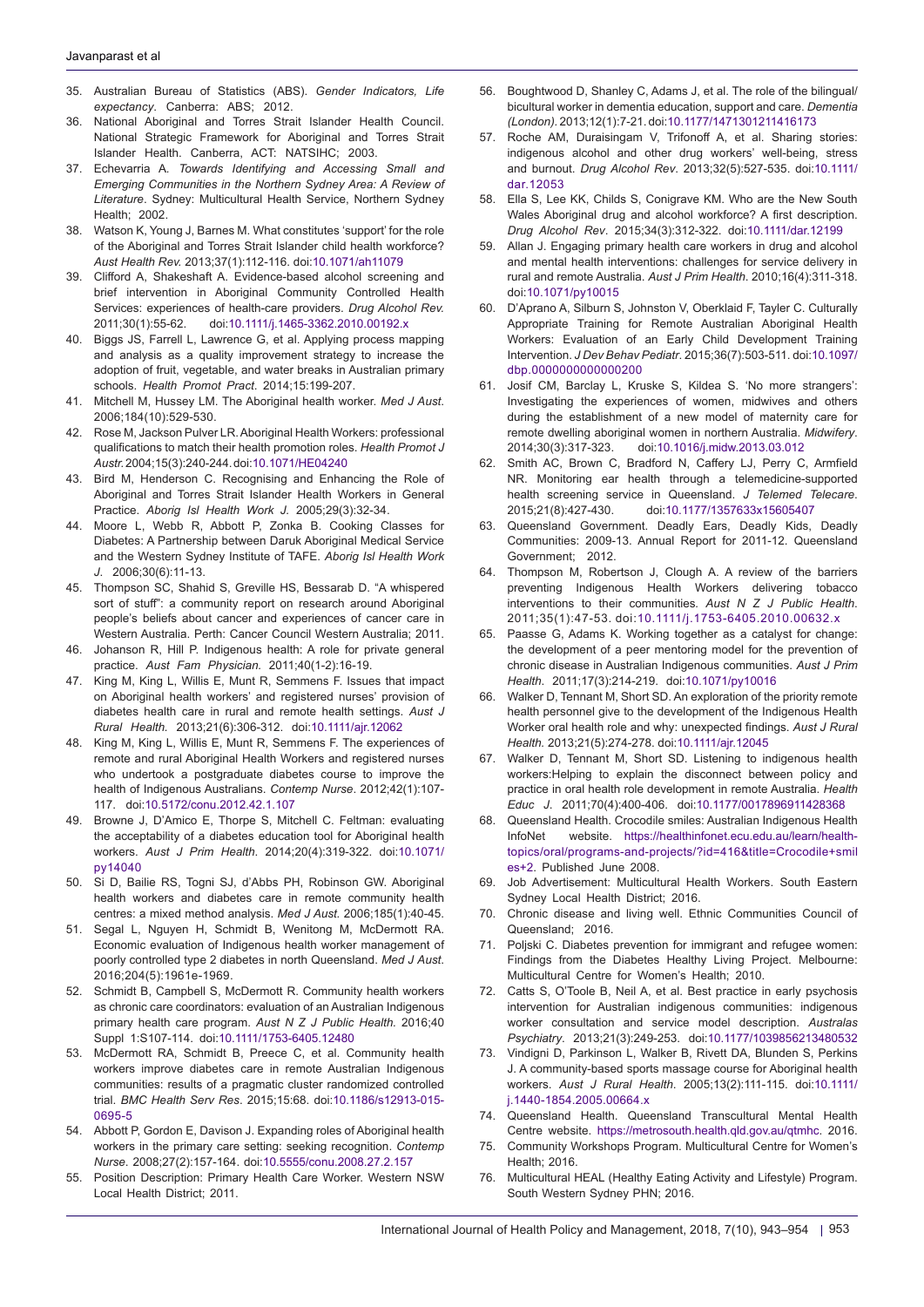35. Australian Bureau of Statistics (ABS). *Gender Indicators, Life expectancy*. Canberra: ABS; 2012.
36. National Aboriginal and Torres Strait Islander Health Council. National Strategic Framework for Aboriginal and Torres Strait Islander Health. Canberra, ACT: NATSIHC; 2003.
37. Echevarria A. *Towards Identifying and Accessing Small and Emerging Communities in the Northern Sydney Area: A Review of Literature*. Sydney: Multicultural Health Service, Northern Sydney Health; 2002.
38. Watson K, Young J, Barnes M. What constitutes 'support' for the role of the Aboriginal and Torres Strait Islander child health workforce? *Aust Health Rev.* 2013;37(1):112-116. doi:10.1071/ah11079
39. Clifford A, Shakeshaft A. Evidence-based alcohol screening and brief intervention in Aboriginal Community Controlled Health Services: experiences of health-care providers. *Drug Alcohol Rev.* 2011;30(1):55-62. doi:10.1111/j.1465-3362.2010.00192.x
40. Biggs JS, Farrell L, Lawrence G, et al. Applying process mapping and analysis as a quality improvement strategy to increase the adoption of fruit, vegetable, and water breaks in Australian primary schools. *Health Promot Pract*. 2014;15:199-207.
41. Mitchell M, Hussey LM. The Aboriginal health worker. *Med J Aust*. 2006;184(10):529-530.
42. Rose M, Jackson Pulver LR. Aboriginal Health Workers: professional qualifications to match their health promotion roles. *Health Promot J Austr.* 2004;15(3):240-244. doi:10.1071/HE04240
43. Bird M, Henderson C. Recognising and Enhancing the Role of Aboriginal and Torres Strait Islander Health Workers in General Practice. *Aborig Isl Health Work J.* 2005;29(3):32-34.
44. Moore L, Webb R, Abbott P, Zonka B. Cooking Classes for Diabetes: A Partnership between Daruk Aboriginal Medical Service and the Western Sydney Institute of TAFE. *Aborig Isl Health Work J.* 2006;30(6):11-13.
45. Thompson SC, Shahid S, Greville HS, Bessarab D. "A whispered sort of stuff": a community report on research around Aboriginal people's beliefs about cancer and experiences of cancer care in Western Australia. Perth: Cancer Council Western Australia; 2011.
46. Johanson R, Hill P. Indigenous health: A role for private general practice. *Aust Fam Physician.* 2011;40(1-2):16-19.
47. King M, King L, Willis E, Munt R, Semmens F. Issues that impact on Aboriginal health workers' and registered nurses' provision of diabetes health care in rural and remote health settings. *Aust J Rural Health.* 2013;21(6):306-312. doi:10.1111/ajr.12062
48. King M, King L, Willis E, Munt R, Semmens F. The experiences of remote and rural Aboriginal Health Workers and registered nurses who undertook a postgraduate diabetes course to improve the health of Indigenous Australians. *Contemp Nurse*. 2012;42(1):107-117. doi:10.5172/conu.2012.42.1.107
49. Browne J, D'Amico E, Thorpe S, Mitchell C. Feltman: evaluating the acceptability of a diabetes education tool for Aboriginal health workers. *Aust J Prim Health.* 2014;20(4):319-322. doi:10.1071/py14040
50. Si D, Bailie RS, Togni SJ, d'Abbs PH, Robinson GW. Aboriginal health workers and diabetes care in remote community health centres: a mixed method analysis. *Med J Aust.* 2006;185(1):40-45.
51. Segal L, Nguyen H, Schmidt B, Wenitong M, McDermott RA. Economic evaluation of Indigenous health worker management of poorly controlled type 2 diabetes in north Queensland. *Med J Aust.* 2016;204(5):1961e-1969.
52. Schmidt B, Campbell S, McDermott R. Community health workers as chronic care coordinators: evaluation of an Australian Indigenous primary health care program. *Aust N Z J Public Health.* 2016;40 Suppl 1:S107-114. doi:10.1111/1753-6405.12480
53. McDermott RA, Schmidt B, Preece C, et al. Community health workers improve diabetes care in remote Australian Indigenous communities: results of a pragmatic cluster randomized controlled trial. *BMC Health Serv Res*. 2015;15:68. doi:10.1186/s12913-015-0695-5
54. Abbott P, Gordon E, Davison J. Expanding roles of Aboriginal health workers in the primary care setting: seeking recognition. *Contemp Nurse*. 2008;27(2):157-164. doi:10.5555/conu.2008.27.2.157
55. Position Description: Primary Health Care Worker. Western NSW Local Health District; 2011.
56. Boughtwood D, Shanley C, Adams J, et al. The role of the bilingual/bicultural worker in dementia education, support and care. *Dementia (London)*. 2013;12(1):7-21. doi:10.1177/1471301211416173
57. Roche AM, Duraisingam V, Trifonoff A, et al. Sharing stories: indigenous alcohol and other drug workers' well-being, stress and burnout. *Drug Alcohol Rev*. 2013;32(5):527-535. doi:10.1111/dar.12053
58. Ella S, Lee KK, Childs S, Conigrave KM. Who are the New South Wales Aboriginal drug and alcohol workforce? A first description. *Drug Alcohol Rev*. 2015;34(3):312-322. doi:10.1111/dar.12199
59. Allan J. Engaging primary health care workers in drug and alcohol and mental health interventions: challenges for service delivery in rural and remote Australia. *Aust J Prim Health*. 2010;16(4):311-318. doi:10.1071/py10015
60. D'Aprano A, Silburn S, Johnston V, Oberklaid F, Tayler C. Culturally Appropriate Training for Remote Australian Aboriginal Health Workers: Evaluation of an Early Child Development Training Intervention. *J Dev Behav Pediatr*. 2015;36(7):503-511. doi:10.1097/dbp.0000000000000200
61. Josif CM, Barclay L, Kruske S, Kildea S. 'No more strangers': Investigating the experiences of women, midwives and others during the establishment of a new model of maternity care for remote dwelling aboriginal women in northern Australia. *Midwifery*. 2014;30(3):317-323. doi:10.1016/j.midw.2013.03.012
62. Smith AC, Brown C, Bradford N, Caffery LJ, Perry C, Armfield NR. Monitoring ear health through a telemedicine-supported health screening service in Queensland. *J Telemed Telecare*. 2015;21(8):427-430. doi:10.1177/1357633x15605407
63. Queensland Government. Deadly Ears, Deadly Kids, Deadly Communities: 2009-13. Annual Report for 2011-12. Queensland Government; 2012.
64. Thompson M, Robertson J, Clough A. A review of the barriers preventing Indigenous Health Workers delivering tobacco interventions to their communities. *Aust N Z J Public Health*. 2011;35(1):47-53. doi:10.1111/j.1753-6405.2010.00632.x
65. Paasse G, Adams K. Working together as a catalyst for change: the development of a peer mentoring model for the prevention of chronic disease in Australian Indigenous communities. *Aust J Prim Health*. 2011;17(3):214-219. doi:10.1071/py10016
66. Walker D, Tennant M, Short SD. An exploration of the priority remote health personnel give to the development of the Indigenous Health Worker oral health role and why: unexpected findings. *Aust J Rural Health.* 2013;21(5):274-278. doi:10.1111/ajr.12045
67. Walker D, Tennant M, Short SD. Listening to indigenous health workers:Helping to explain the disconnect between policy and practice in oral health role development in remote Australia. *Health Educ J*. 2011;70(4):400-406. doi:10.1177/0017896911428368
68. Queensland Health. Crocodile smiles: Australian Indigenous Health InfoNet website. https://healthinfonet.ecu.edu.au/learn/health-topics/oral/programs-and-projects/?id=416&title=Crocodile+smiles+2. Published June 2008.
69. Job Advertisement: Multicultural Health Workers. South Eastern Sydney Local Health District; 2016.
70. Chronic disease and living well. Ethnic Communities Council of Queensland; 2016.
71. Poljski C. Diabetes prevention for immigrant and refugee women: Findings from the Diabetes Healthy Living Project. Melbourne: Multicultural Centre for Women's Health; 2010.
72. Catts S, O'Toole B, Neil A, et al. Best practice in early psychosis intervention for Australian indigenous communities: indigenous worker consultation and service model description. *Australas Psychiatry*. 2013;21(3):249-253. doi:10.1177/1039856213480532
73. Vindigni D, Parkinson L, Walker B, Rivett DA, Blunden S, Perkins J. A community-based sports massage course for Aboriginal health workers. *Aust J Rural Health*. 2005;13(2):111-115. doi:10.1111/j.1440-1854.2005.00664.x
74. Queensland Health. Queensland Transcultural Mental Health Centre website. https://metrosouth.health.qld.gov.au/qtmhc. 2016.
75. Community Workshops Program. Multicultural Centre for Women's Health; 2016.
76. Multicultural HEAL (Healthy Eating Activity and Lifestyle) Program. South Western Sydney PHN; 2016.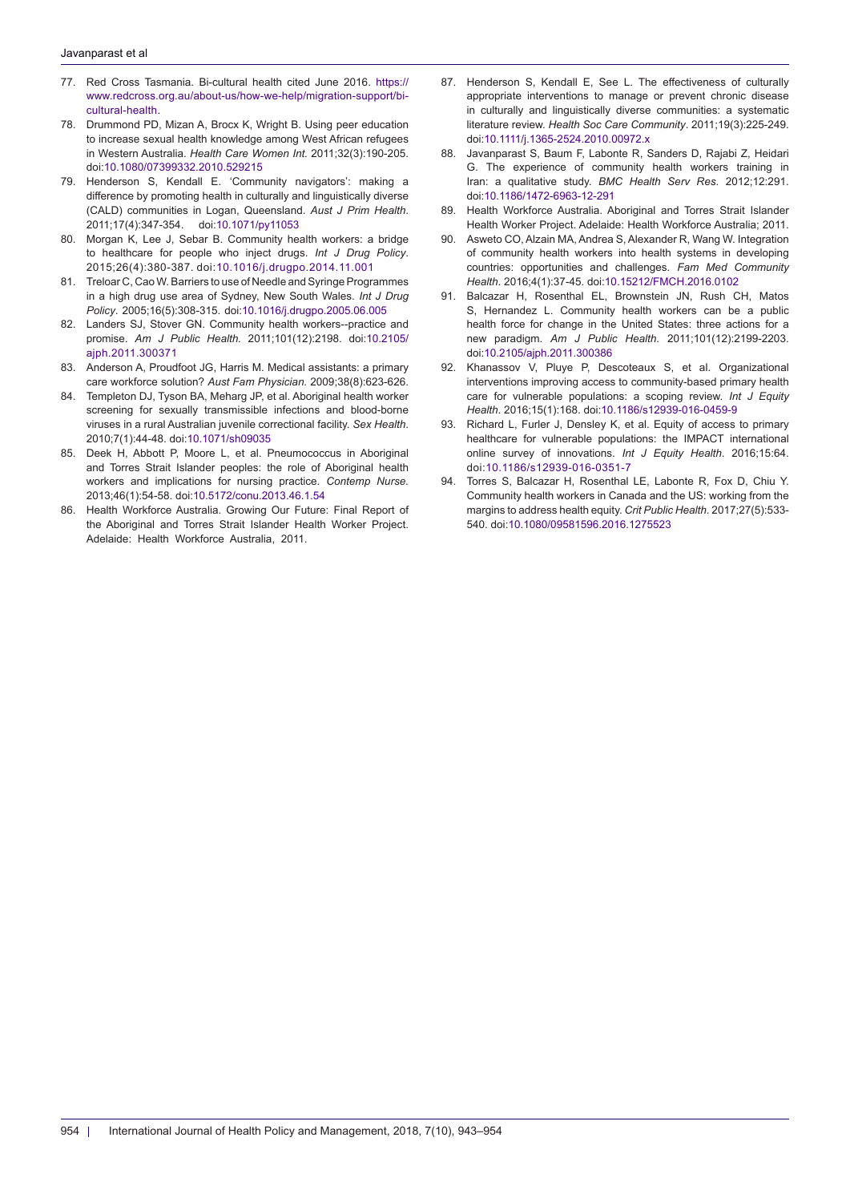77. Red Cross Tasmania. Bi-cultural health cited June 2016. https://www.redcross.org.au/about-us/how-we-help/migration-support/bi-cultural-health.
78. Drummond PD, Mizan A, Brocx K, Wright B. Using peer education to increase sexual health knowledge among West African refugees in Western Australia. *Health Care Women Int.* 2011;32(3):190-205. doi:10.1080/07399332.2010.529215
79. Henderson S, Kendall E. 'Community navigators': making a difference by promoting health in culturally and linguistically diverse (CALD) communities in Logan, Queensland. *Aust J Prim Health.* 2011;17(4):347-354. doi:10.1071/py11053
80. Morgan K, Lee J, Sebar B. Community health workers: a bridge to healthcare for people who inject drugs. *Int J Drug Policy.* 2015;26(4):380-387. doi:10.1016/j.drugpo.2014.11.001
81. Treloar C, Cao W. Barriers to use of Needle and Syringe Programmes in a high drug use area of Sydney, New South Wales. *Int J Drug Policy*. 2005;16(5):308-315. doi:10.1016/j.drugpo.2005.06.005
82. Landers SJ, Stover GN. Community health workers--practice and promise. *Am J Public Health.* 2011;101(12):2198. doi:10.2105/ajph.2011.300371
83. Anderson A, Proudfoot JG, Harris M. Medical assistants: a primary care workforce solution? *Aust Fam Physician.* 2009;38(8):623-626.
84. Templeton DJ, Tyson BA, Meharg JP, et al. Aboriginal health worker screening for sexually transmissible infections and blood-borne viruses in a rural Australian juvenile correctional facility. *Sex Health.* 2010;7(1):44-48. doi:10.1071/sh09035
85. Deek H, Abbott P, Moore L, et al. Pneumococcus in Aboriginal and Torres Strait Islander peoples: the role of Aboriginal health workers and implications for nursing practice. *Contemp Nurse.* 2013;46(1):54-58. doi:10.5172/conu.2013.46.1.54
86. Health Workforce Australia. Growing Our Future: Final Report of the Aboriginal and Torres Strait Islander Health Worker Project. Adelaide: Health Workforce Australia, 2011.
87. Henderson S, Kendall E, See L. The effectiveness of culturally appropriate interventions to manage or prevent chronic disease in culturally and linguistically diverse communities: a systematic literature review. *Health Soc Care Community*. 2011;19(3):225-249. doi:10.1111/j.1365-2524.2010.00972.x
88. Javanparast S, Baum F, Labonte R, Sanders D, Rajabi Z, Heidari G. The experience of community health workers training in Iran: a qualitative study. *BMC Health Serv Res.* 2012;12:291. doi:10.1186/1472-6963-12-291
89. Health Workforce Australia. Aboriginal and Torres Strait Islander Health Worker Project. Adelaide: Health Workforce Australia; 2011.
90. Asweto CO, Alzain MA, Andrea S, Alexander R, Wang W. Integration of community health workers into health systems in developing countries: opportunities and challenges. *Fam Med Community Health*. 2016;4(1):37-45. doi:10.15212/FMCH.2016.0102
91. Balcazar H, Rosenthal EL, Brownstein JN, Rush CH, Matos S, Hernandez L. Community health workers can be a public health force for change in the United States: three actions for a new paradigm. *Am J Public Health.* 2011;101(12):2199-2203. doi:10.2105/ajph.2011.300386
92. Khanassov V, Pluye P, Descoteaux S, et al. Organizational interventions improving access to community-based primary health care for vulnerable populations: a scoping review. *Int J Equity Health*. 2016;15(1):168. doi:10.1186/s12939-016-0459-9
93. Richard L, Furler J, Densley K, et al. Equity of access to primary healthcare for vulnerable populations: the IMPACT international online survey of innovations. *Int J Equity Health*. 2016;15:64. doi:10.1186/s12939-016-0351-7
94. Torres S, Balcazar H, Rosenthal LE, Labonte R, Fox D, Chiu Y. Community health workers in Canada and the US: working from the margins to address health equity. *Crit Public Health.* 2017;27(5):533-540. doi:10.1080/09581596.2016.1275523